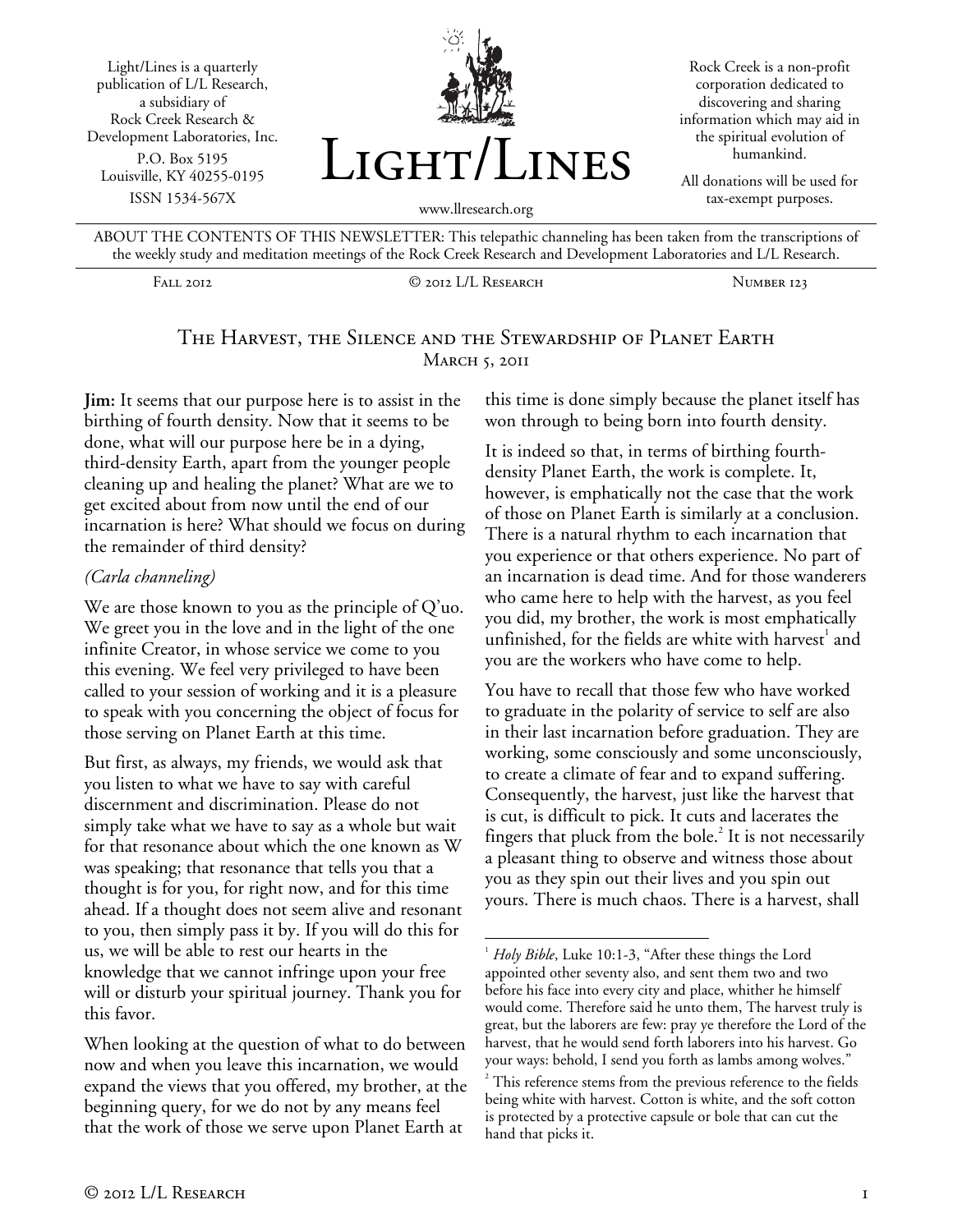Light/Lines is a quarterly publication of L/L Research, a subsidiary of Rock Creek Research & Development Laboratories, Inc.
P.O. Box 5195
Louisville, KY 40255-0195
ISSN 1534-567X

# Light/Lines

www.llresearch.org

Rock Creek is a non-profit corporation dedicated to discovering and sharing information which may aid in the spiritual evolution of humankind.

All donations will be used for tax-exempt purposes.

ABOUT THE CONTENTS OF THIS NEWSLETTER: This telepathic channeling has been taken from the transcriptions of the weekly study and meditation meetings of the Rock Creek Research and Development Laboratories and L/L Research.

Fall 2012 — © 2012 L/L Research — Number 123

## The Harvest, the Silence and the Stewardship of Planet Earth
March 5, 2011

**Jim:** It seems that our purpose here is to assist in the birthing of fourth density. Now that it seems to be done, what will our purpose here be in a dying, third-density Earth, apart from the younger people cleaning up and healing the planet? What are we to get excited about from now until the end of our incarnation is here? What should we focus on during the remainder of third density?

*(Carla channeling)*

We are those known to you as the principle of Q'uo. We greet you in the love and in the light of the one infinite Creator, in whose service we come to you this evening. We feel very privileged to have been called to your session of working and it is a pleasure to speak with you concerning the object of focus for those serving on Planet Earth at this time.

But first, as always, my friends, we would ask that you listen to what we have to say with careful discernment and discrimination. Please do not simply take what we have to say as a whole but wait for that resonance about which the one known as W was speaking; that resonance that tells you that a thought is for you, for right now, and for this time ahead. If a thought does not seem alive and resonant to you, then simply pass it by. If you will do this for us, we will be able to rest our hearts in the knowledge that we cannot infringe upon your free will or disturb your spiritual journey. Thank you for this favor.

When looking at the question of what to do between now and when you leave this incarnation, we would expand the views that you offered, my brother, at the beginning query, for we do not by any means feel that the work of those we serve upon Planet Earth at this time is done simply because the planet itself has won through to being born into fourth density.

It is indeed so that, in terms of birthing fourth-density Planet Earth, the work is complete. It, however, is emphatically not the case that the work of those on Planet Earth is similarly at a conclusion. There is a natural rhythm to each incarnation that you experience or that others experience. No part of an incarnation is dead time. And for those wanderers who came here to help with the harvest, as you feel you did, my brother, the work is most emphatically unfinished, for the fields are white with harvest[1] and you are the workers who have come to help.

You have to recall that those few who have worked to graduate in the polarity of service to self are also in their last incarnation before graduation. They are working, some consciously and some unconsciously, to create a climate of fear and to expand suffering. Consequently, the harvest, just like the harvest that is cut, is difficult to pick. It cuts and lacerates the fingers that pluck from the bole.[2] It is not necessarily a pleasant thing to observe and witness those about you as they spin out their lives and you spin out yours. There is much chaos. There is a harvest, shall

[1] *Holy Bible*, Luke 10:1-3, "After these things the Lord appointed other seventy also, and sent them two and two before his face into every city and place, whither he himself would come. Therefore said he unto them, The harvest truly is great, but the laborers are few: pray ye therefore the Lord of the harvest, that he would send forth laborers into his harvest. Go your ways: behold, I send you forth as lambs among wolves."

[2] This reference stems from the previous reference to the fields being white with harvest. Cotton is white, and the soft cotton is protected by a protective capsule or bole that can cut the hand that picks it.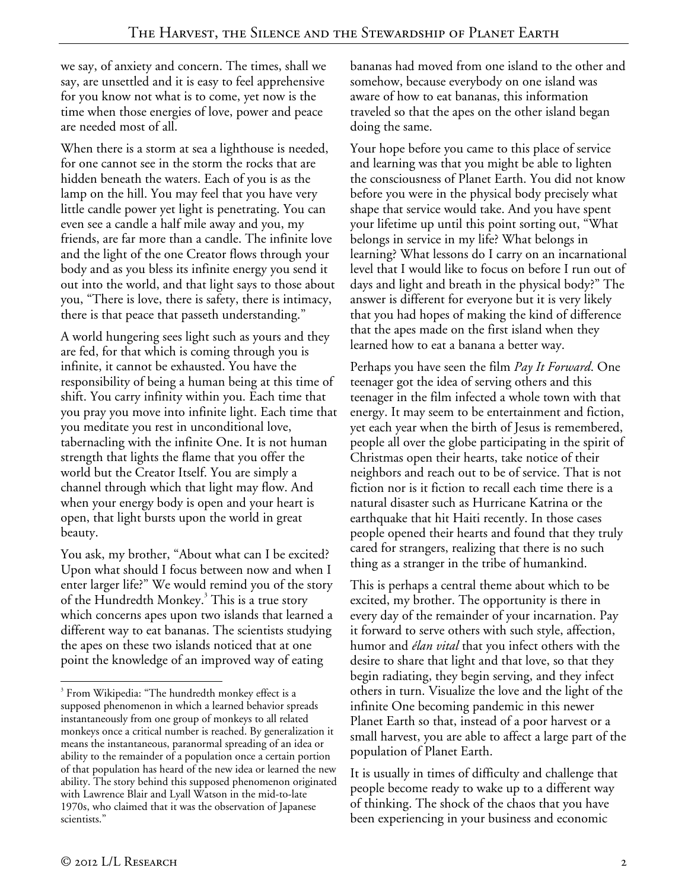we say, of anxiety and concern. The times, shall we say, are unsettled and it is easy to feel apprehensive for you know not what is to come, yet now is the time when those energies of love, power and peace are needed most of all.

When there is a storm at sea a lighthouse is needed, for one cannot see in the storm the rocks that are hidden beneath the waters. Each of you is as the lamp on the hill. You may feel that you have very little candle power yet light is penetrating. You can even see a candle a half mile away and you, my friends, are far more than a candle. The infinite love and the light of the one Creator flows through your body and as you bless its infinite energy you send it out into the world, and that light says to those about you, "There is love, there is safety, there is intimacy, there is that peace that passeth understanding."

A world hungering sees light such as yours and they are fed, for that which is coming through you is infinite, it cannot be exhausted. You have the responsibility of being a human being at this time of shift. You carry infinity within you. Each time that you pray you move into infinite light. Each time that you meditate you rest in unconditional love, tabernacling with the infinite One. It is not human strength that lights the flame that you offer the world but the Creator Itself. You are simply a channel through which that light may flow. And when your energy body is open and your heart is open, that light bursts upon the world in great beauty.

You ask, my brother, "About what can I be excited? Upon what should I focus between now and when I enter larger life?" We would remind you of the story of the Hundredth Monkey.[3] This is a true story which concerns apes upon two islands that learned a different way to eat bananas. The scientists studying the apes on these two islands noticed that at one point the knowledge of an improved way of eating bananas had moved from one island to the other and somehow, because everybody on one island was aware of how to eat bananas, this information traveled so that the apes on the other island began doing the same.

Your hope before you came to this place of service and learning was that you might be able to lighten the consciousness of Planet Earth. You did not know before you were in the physical body precisely what shape that service would take. And you have spent your lifetime up until this point sorting out, "What belongs in service in my life? What belongs in learning? What lessons do I carry on an incarnational level that I would like to focus on before I run out of days and light and breath in the physical body?" The answer is different for everyone but it is very likely that you had hopes of making the kind of difference that the apes made on the first island when they learned how to eat a banana a better way.

Perhaps you have seen the film *Pay It Forward*. One teenager got the idea of serving others and this teenager in the film infected a whole town with that energy. It may seem to be entertainment and fiction, yet each year when the birth of Jesus is remembered, people all over the globe participating in the spirit of Christmas open their hearts, take notice of their neighbors and reach out to be of service. That is not fiction nor is it fiction to recall each time there is a natural disaster such as Hurricane Katrina or the earthquake that hit Haiti recently. In those cases people opened their hearts and found that they truly cared for strangers, realizing that there is no such thing as a stranger in the tribe of humankind.

This is perhaps a central theme about which to be excited, my brother. The opportunity is there in every day of the remainder of your incarnation. Pay it forward to serve others with such style, affection, humor and *élan vital* that you infect others with the desire to share that light and that love, so that they begin radiating, they begin serving, and they infect others in turn. Visualize the love and the light of the infinite One becoming pandemic in this newer Planet Earth so that, instead of a poor harvest or a small harvest, you are able to affect a large part of the population of Planet Earth.

It is usually in times of difficulty and challenge that people become ready to wake up to a different way of thinking. The shock of the chaos that you have been experiencing in your business and economic

[3] From Wikipedia: "The hundredth monkey effect is a supposed phenomenon in which a learned behavior spreads instantaneously from one group of monkeys to all related monkeys once a critical number is reached. By generalization it means the instantaneous, paranormal spreading of an idea or ability to the remainder of a population once a certain portion of that population has heard of the new idea or learned the new ability. The story behind this supposed phenomenon originated with Lawrence Blair and Lyall Watson in the mid-to-late 1970s, who claimed that it was the observation of Japanese scientists."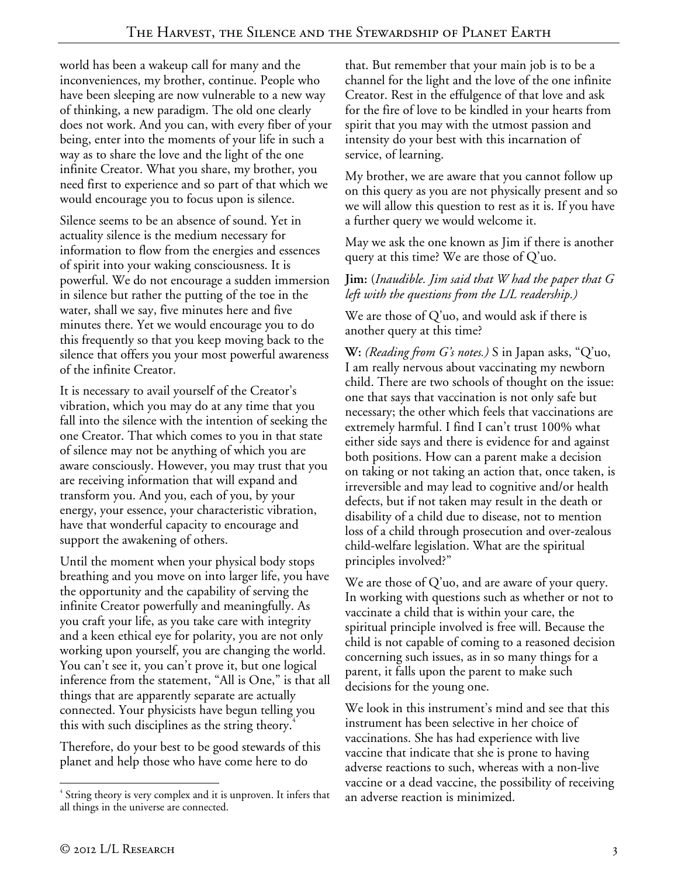world has been a wakeup call for many and the inconveniences, my brother, continue. People who have been sleeping are now vulnerable to a new way of thinking, a new paradigm. The old one clearly does not work. And you can, with every fiber of your being, enter into the moments of your life in such a way as to share the love and the light of the one infinite Creator. What you share, my brother, you need first to experience and so part of that which we would encourage you to focus upon is silence.

Silence seems to be an absence of sound. Yet in actuality silence is the medium necessary for information to flow from the energies and essences of spirit into your waking consciousness. It is powerful. We do not encourage a sudden immersion in silence but rather the putting of the toe in the water, shall we say, five minutes here and five minutes there. Yet we would encourage you to do this frequently so that you keep moving back to the silence that offers you your most powerful awareness of the infinite Creator.

It is necessary to avail yourself of the Creator's vibration, which you may do at any time that you fall into the silence with the intention of seeking the one Creator. That which comes to you in that state of silence may not be anything of which you are aware consciously. However, you may trust that you are receiving information that will expand and transform you. And you, each of you, by your energy, your essence, your characteristic vibration, have that wonderful capacity to encourage and support the awakening of others.

Until the moment when your physical body stops breathing and you move on into larger life, you have the opportunity and the capability of serving the infinite Creator powerfully and meaningfully. As you craft your life, as you take care with integrity and a keen ethical eye for polarity, you are not only working upon yourself, you are changing the world. You can't see it, you can't prove it, but one logical inference from the statement, "All is One," is that all things that are apparently separate are actually connected. Your physicists have begun telling you this with such disciplines as the string theory.[4]

Therefore, do your best to be good stewards of this planet and help those who have come here to do that. But remember that your main job is to be a channel for the light and the love of the one infinite Creator. Rest in the effulgence of that love and ask for the fire of love to be kindled in your hearts from spirit that you may with the utmost passion and intensity do your best with this incarnation of service, of learning.

My brother, we are aware that you cannot follow up on this query as you are not physically present and so we will allow this question to rest as it is. If you have a further query we would welcome it.

May we ask the one known as Jim if there is another query at this time? We are those of Q'uo.

**Jim:** (*Inaudible. Jim said that W had the paper that G left with the questions from the L/L readership.*)

We are those of Q'uo, and would ask if there is another query at this time?

**W:** *(Reading from G's notes.)* S in Japan asks, "Q'uo, I am really nervous about vaccinating my newborn child. There are two schools of thought on the issue: one that says that vaccination is not only safe but necessary; the other which feels that vaccinations are extremely harmful. I find I can't trust 100% what either side says and there is evidence for and against both positions. How can a parent make a decision on taking or not taking an action that, once taken, is irreversible and may lead to cognitive and/or health defects, but if not taken may result in the death or disability of a child due to disease, not to mention loss of a child through prosecution and over-zealous child-welfare legislation. What are the spiritual principles involved?"

We are those of Q'uo, and are aware of your query. In working with questions such as whether or not to vaccinate a child that is within your care, the spiritual principle involved is free will. Because the child is not capable of coming to a reasoned decision concerning such issues, as in so many things for a parent, it falls upon the parent to make such decisions for the young one.

We look in this instrument's mind and see that this instrument has been selective in her choice of vaccinations. She has had experience with live vaccine that indicate that she is prone to having adverse reactions to such, whereas with a non-live vaccine or a dead vaccine, the possibility of receiving an adverse reaction is minimized.

---

[4] String theory is very complex and it is unproven. It infers that all things in the universe are connected.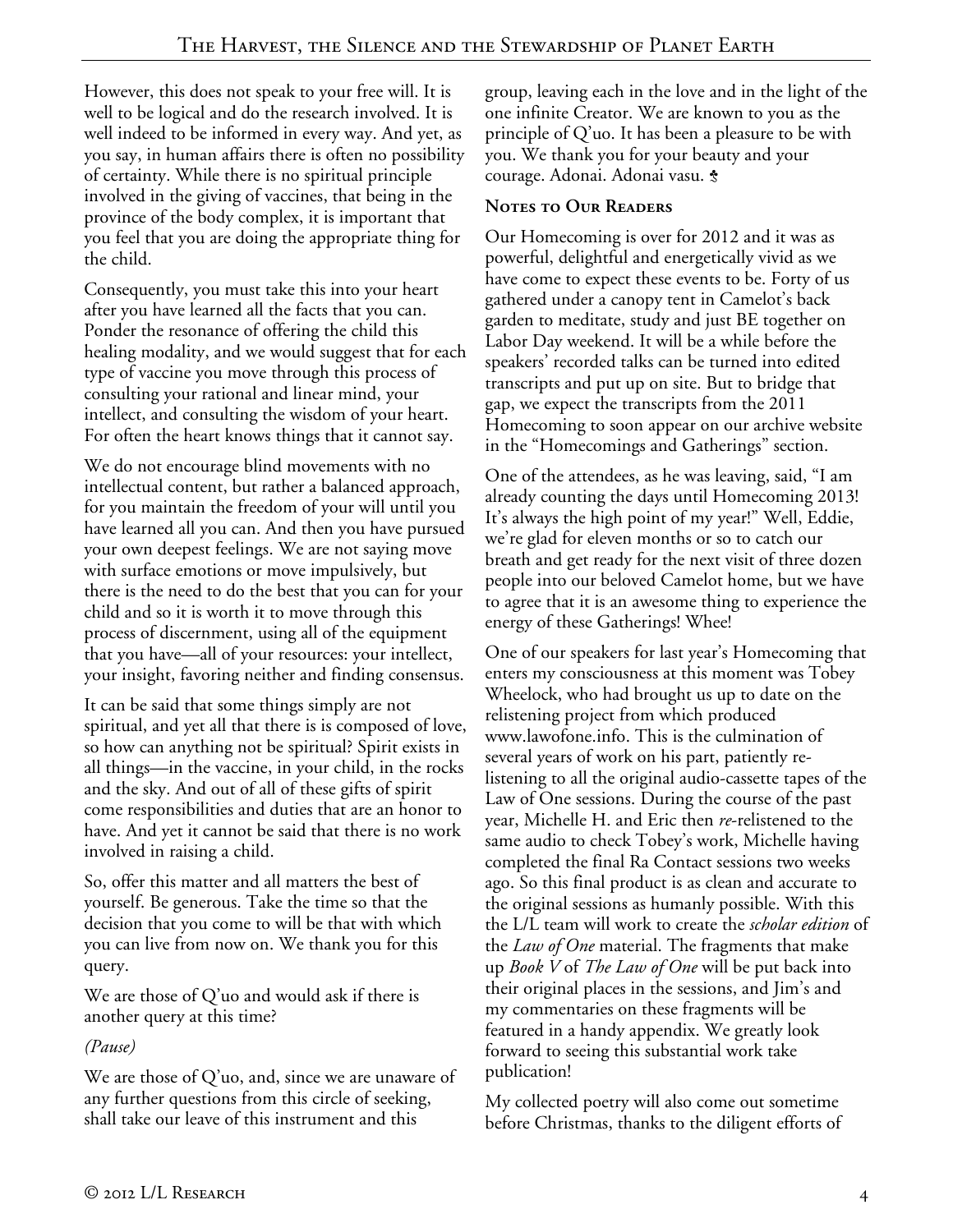However, this does not speak to your free will. It is well to be logical and do the research involved. It is well indeed to be informed in every way. And yet, as you say, in human affairs there is often no possibility of certainty. While there is no spiritual principle involved in the giving of vaccines, that being in the province of the body complex, it is important that you feel that you are doing the appropriate thing for the child.

Consequently, you must take this into your heart after you have learned all the facts that you can. Ponder the resonance of offering the child this healing modality, and we would suggest that for each type of vaccine you move through this process of consulting your rational and linear mind, your intellect, and consulting the wisdom of your heart. For often the heart knows things that it cannot say.

We do not encourage blind movements with no intellectual content, but rather a balanced approach, for you maintain the freedom of your will until you have learned all you can. And then you have pursued your own deepest feelings. We are not saying move with surface emotions or move impulsively, but there is the need to do the best that you can for your child and so it is worth it to move through this process of discernment, using all of the equipment that you have—all of your resources: your intellect, your insight, favoring neither and finding consensus.

It can be said that some things simply are not spiritual, and yet all that there is is composed of love, so how can anything not be spiritual? Spirit exists in all things—in the vaccine, in your child, in the rocks and the sky. And out of all of these gifts of spirit come responsibilities and duties that are an honor to have. And yet it cannot be said that there is no work involved in raising a child.

So, offer this matter and all matters the best of yourself. Be generous. Take the time so that the decision that you come to will be that with which you can live from now on. We thank you for this query.

We are those of Q'uo and would ask if there is another query at this time?

*(Pause)*

We are those of Q'uo, and, since we are unaware of any further questions from this circle of seeking, shall take our leave of this instrument and this group, leaving each in the love and in the light of the one infinite Creator. We are known to you as the principle of Q'uo. It has been a pleasure to be with you. We thank you for your beauty and your courage. Adonai. Adonai vasu. ⚘

## Notes to Our Readers

Our Homecoming is over for 2012 and it was as powerful, delightful and energetically vivid as we have come to expect these events to be. Forty of us gathered under a canopy tent in Camelot's back garden to meditate, study and just BE together on Labor Day weekend. It will be a while before the speakers' recorded talks can be turned into edited transcripts and put up on site. But to bridge that gap, we expect the transcripts from the 2011 Homecoming to soon appear on our archive website in the "Homecomings and Gatherings" section.

One of the attendees, as he was leaving, said, "I am already counting the days until Homecoming 2013! It's always the high point of my year!" Well, Eddie, we're glad for eleven months or so to catch our breath and get ready for the next visit of three dozen people into our beloved Camelot home, but we have to agree that it is an awesome thing to experience the energy of these Gatherings! Whee!

One of our speakers for last year's Homecoming that enters my consciousness at this moment was Tobey Wheelock, who had brought us up to date on the relistening project from which produced www.lawofone.info. This is the culmination of several years of work on his part, patiently re-listening to all the original audio-cassette tapes of the Law of One sessions. During the course of the past year, Michelle H. and Eric then *re*-relistened to the same audio to check Tobey's work, Michelle having completed the final Ra Contact sessions two weeks ago. So this final product is as clean and accurate to the original sessions as humanly possible. With this the L/L team will work to create the *scholar edition* of the *Law of One* material. The fragments that make up *Book V* of *The Law of One* will be put back into their original places in the sessions, and Jim's and my commentaries on these fragments will be featured in a handy appendix. We greatly look forward to seeing this substantial work take publication!

My collected poetry will also come out sometime before Christmas, thanks to the diligent efforts of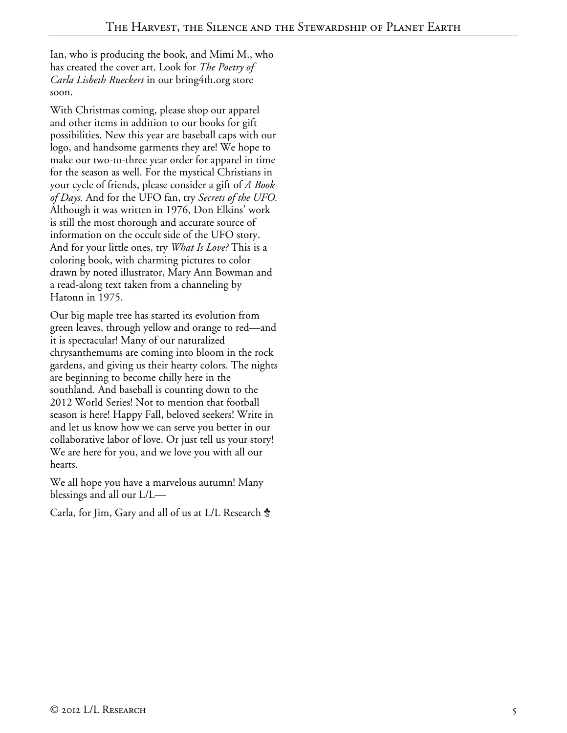Ian, who is producing the book, and Mimi M., who has created the cover art. Look for *The Poetry of Carla Lisbeth Rueckert* in our bring4th.org store soon.

With Christmas coming, please shop our apparel and other items in addition to our books for gift possibilities. New this year are baseball caps with our logo, and handsome garments they are! We hope to make our two-to-three year order for apparel in time for the season as well. For the mystical Christians in your cycle of friends, please consider a gift of *A Book of Days.* And for the UFO fan, try *Secrets of the UFO.* Although it was written in 1976, Don Elkins' work is still the most thorough and accurate source of information on the occult side of the UFO story. And for your little ones, try *What Is Love?* This is a coloring book, with charming pictures to color drawn by noted illustrator, Mary Ann Bowman and a read-along text taken from a channeling by Hatonn in 1975.

Our big maple tree has started its evolution from green leaves, through yellow and orange to red—and it is spectacular! Many of our naturalized chrysanthemums are coming into bloom in the rock gardens, and giving us their hearty colors. The nights are beginning to become chilly here in the southland. And baseball is counting down to the 2012 World Series! Not to mention that football season is here! Happy Fall, beloved seekers! Write in and let us know how we can serve you better in our collaborative labor of love. Or just tell us your story! We are here for you, and we love you with all our hearts.

We all hope you have a marvelous autumn! Many blessings and all our L/L—

Carla, for Jim, Gary and all of us at L/L Research ♣